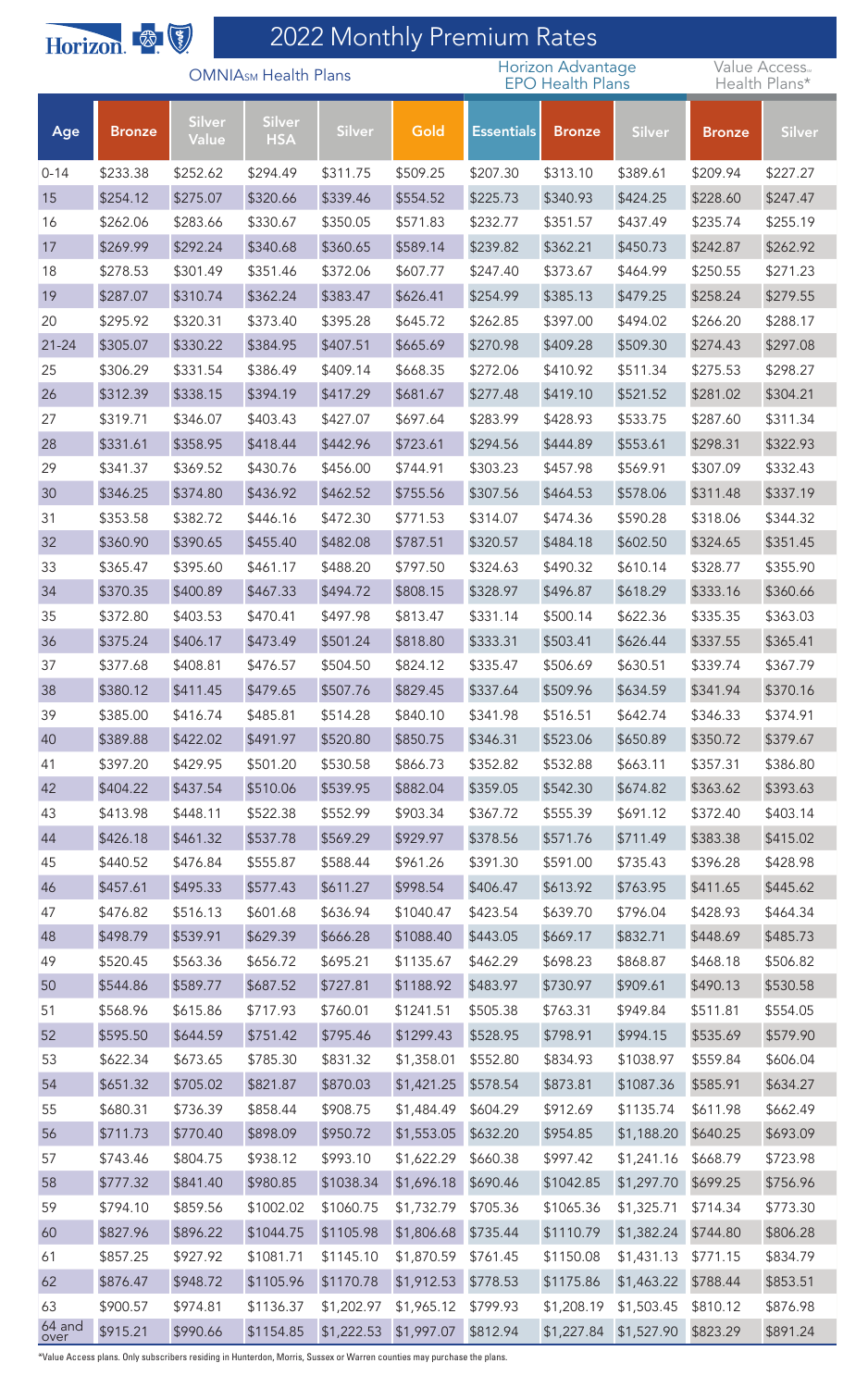# 2022 Monthly Premium Rates

| | OMNIA℠ Health Plans | | | | | Horizon Advantage EPO Health Plans | | | Value Access℠ Health Plans* | |
|---|---|---|---|---|---|---|---|---|---|---|
| Age | Bronze | Silver Value | Silver HSA | Silver | Gold | Essentials | Bronze | Silver | Bronze | Silver |
| 0-14 | $233.38 | $252.62 | $294.49 | $311.75 | $509.25 | $207.30 | $313.10 | $389.61 | $209.94 | $227.27 |
| 15 | $254.12 | $275.07 | $320.66 | $339.46 | $554.52 | $225.73 | $340.93 | $424.25 | $228.60 | $247.47 |
| 16 | $262.06 | $283.66 | $330.67 | $350.05 | $571.83 | $232.77 | $351.57 | $437.49 | $235.74 | $255.19 |
| 17 | $269.99 | $292.24 | $340.68 | $360.65 | $589.14 | $239.82 | $362.21 | $450.73 | $242.87 | $262.92 |
| 18 | $278.53 | $301.49 | $351.46 | $372.06 | $607.77 | $247.40 | $373.67 | $464.99 | $250.55 | $271.23 |
| 19 | $287.07 | $310.74 | $362.24 | $383.47 | $626.41 | $254.99 | $385.13 | $479.25 | $258.24 | $279.55 |
| 20 | $295.92 | $320.31 | $373.40 | $395.28 | $645.72 | $262.85 | $397.00 | $494.02 | $266.20 | $288.17 |
| 21-24 | $305.07 | $330.22 | $384.95 | $407.51 | $665.69 | $270.98 | $409.28 | $509.30 | $274.43 | $297.08 |
| 25 | $306.29 | $331.54 | $386.49 | $409.14 | $668.35 | $272.06 | $410.92 | $511.34 | $275.53 | $298.27 |
| 26 | $312.39 | $338.15 | $394.19 | $417.29 | $681.67 | $277.48 | $419.10 | $521.52 | $281.02 | $304.21 |
| 27 | $319.71 | $346.07 | $403.43 | $427.07 | $697.64 | $283.99 | $428.93 | $533.75 | $287.60 | $311.34 |
| 28 | $331.61 | $358.95 | $418.44 | $442.96 | $723.61 | $294.56 | $444.89 | $553.61 | $298.31 | $322.93 |
| 29 | $341.37 | $369.52 | $430.76 | $456.00 | $744.91 | $303.23 | $457.98 | $569.91 | $307.09 | $332.43 |
| 30 | $346.25 | $374.80 | $436.92 | $462.52 | $755.56 | $307.56 | $464.53 | $578.06 | $311.48 | $337.19 |
| 31 | $353.58 | $382.72 | $446.16 | $472.30 | $771.53 | $314.07 | $474.36 | $590.28 | $318.06 | $344.32 |
| 32 | $360.90 | $390.65 | $455.40 | $482.08 | $787.51 | $320.57 | $484.18 | $602.50 | $324.65 | $351.45 |
| 33 | $365.47 | $395.60 | $461.17 | $488.20 | $797.50 | $324.63 | $490.32 | $610.14 | $328.77 | $355.90 |
| 34 | $370.35 | $400.89 | $467.33 | $494.72 | $808.15 | $328.97 | $496.87 | $618.29 | $333.16 | $360.66 |
| 35 | $372.80 | $403.53 | $470.41 | $497.98 | $813.47 | $331.14 | $500.14 | $622.36 | $335.35 | $363.03 |
| 36 | $375.24 | $406.17 | $473.49 | $501.24 | $818.80 | $333.31 | $503.41 | $626.44 | $337.55 | $365.41 |
| 37 | $377.68 | $408.81 | $476.57 | $504.50 | $824.12 | $335.47 | $506.69 | $630.51 | $339.74 | $367.79 |
| 38 | $380.12 | $411.45 | $479.65 | $507.76 | $829.45 | $337.64 | $509.96 | $634.59 | $341.94 | $370.16 |
| 39 | $385.00 | $416.74 | $485.81 | $514.28 | $840.10 | $341.98 | $516.51 | $642.74 | $346.33 | $374.91 |
| 40 | $389.88 | $422.02 | $491.97 | $520.80 | $850.75 | $346.31 | $523.06 | $650.89 | $350.72 | $379.67 |
| 41 | $397.20 | $429.95 | $501.20 | $530.58 | $866.73 | $352.82 | $532.88 | $663.11 | $357.31 | $386.80 |
| 42 | $404.22 | $437.54 | $510.06 | $539.95 | $882.04 | $359.05 | $542.30 | $674.82 | $363.62 | $393.63 |
| 43 | $413.98 | $448.11 | $522.38 | $552.99 | $903.34 | $367.72 | $555.39 | $691.12 | $372.40 | $403.14 |
| 44 | $426.18 | $461.32 | $537.78 | $569.29 | $929.97 | $378.56 | $571.76 | $711.49 | $383.38 | $415.02 |
| 45 | $440.52 | $476.84 | $555.87 | $588.44 | $961.26 | $391.30 | $591.00 | $735.43 | $396.28 | $428.98 |
| 46 | $457.61 | $495.33 | $577.43 | $611.27 | $998.54 | $406.47 | $613.92 | $763.95 | $411.65 | $445.62 |
| 47 | $476.82 | $516.13 | $601.68 | $636.94 | $1040.47 | $423.54 | $639.70 | $796.04 | $428.93 | $464.34 |
| 48 | $498.79 | $539.91 | $629.39 | $666.28 | $1088.40 | $443.05 | $669.17 | $832.71 | $448.69 | $485.73 |
| 49 | $520.45 | $563.36 | $656.72 | $695.21 | $1135.67 | $462.29 | $698.23 | $868.87 | $468.18 | $506.82 |
| 50 | $544.86 | $589.77 | $687.52 | $727.81 | $1188.92 | $483.97 | $730.97 | $909.61 | $490.13 | $530.58 |
| 51 | $568.96 | $615.86 | $717.93 | $760.01 | $1241.51 | $505.38 | $763.31 | $949.84 | $511.81 | $554.05 |
| 52 | $595.50 | $644.59 | $751.42 | $795.46 | $1299.43 | $528.95 | $798.91 | $994.15 | $535.69 | $579.90 |
| 53 | $622.34 | $673.65 | $785.30 | $831.32 | $1,358.01 | $552.80 | $834.93 | $1038.97 | $559.84 | $606.04 |
| 54 | $651.32 | $705.02 | $821.87 | $870.03 | $1,421.25 | $578.54 | $873.81 | $1087.36 | $585.91 | $634.27 |
| 55 | $680.31 | $736.39 | $858.44 | $908.75 | $1,484.49 | $604.29 | $912.69 | $1135.74 | $611.98 | $662.49 |
| 56 | $711.73 | $770.40 | $898.09 | $950.72 | $1,553.05 | $632.20 | $954.85 | $1,188.20 | $640.25 | $693.09 |
| 57 | $743.46 | $804.75 | $938.12 | $993.10 | $1,622.29 | $660.38 | $997.42 | $1,241.16 | $668.79 | $723.98 |
| 58 | $777.32 | $841.40 | $980.85 | $1038.34 | $1,696.18 | $690.46 | $1042.85 | $1,297.70 | $699.25 | $756.96 |
| 59 | $794.10 | $859.56 | $1002.02 | $1060.75 | $1,732.79 | $705.36 | $1065.36 | $1,325.71 | $714.34 | $773.30 |
| 60 | $827.96 | $896.22 | $1044.75 | $1105.98 | $1,806.68 | $735.44 | $1110.79 | $1,382.24 | $744.80 | $806.28 |
| 61 | $857.25 | $927.92 | $1081.71 | $1145.10 | $1,870.59 | $761.45 | $1150.08 | $1,431.13 | $771.15 | $834.79 |
| 62 | $876.47 | $948.72 | $1105.96 | $1170.78 | $1,912.53 | $778.53 | $1175.86 | $1,463.22 | $788.44 | $853.51 |
| 63 | $900.57 | $974.81 | $1136.37 | $1,202.97 | $1,965.12 | $799.93 | $1,208.19 | $1,503.45 | $810.12 | $876.98 |
| 64 and over | $915.21 | $990.66 | $1154.85 | $1,222.53 | $1,997.07 | $812.94 | $1,227.84 | $1,527.90 | $823.29 | $891.24 |

*Value Access plans. Only subscribers residing in Hunterdon, Morris, Sussex or Warren counties may purchase the plans.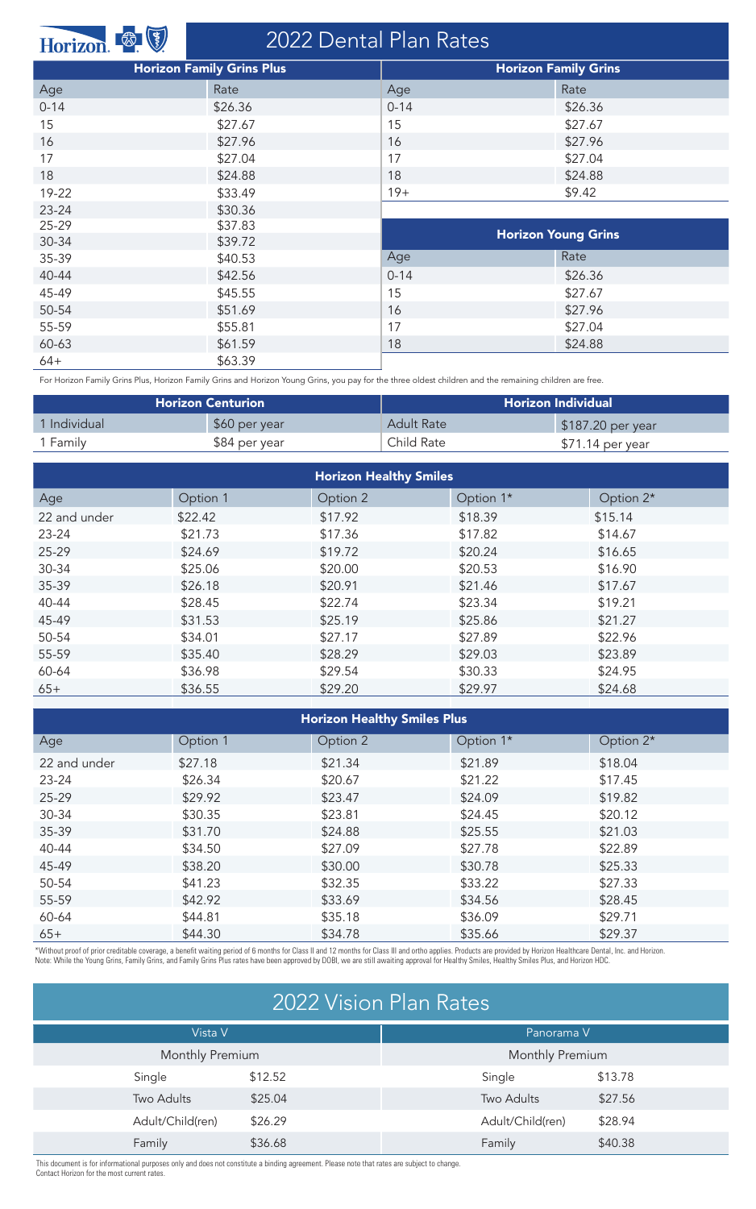Horizon

# 2022 Dental Plan Rates

| Horizon Family Grins Plus | |
|---|---|
| Age | Rate |
| 0-14 | $26.36 |
| 15 | $27.67 |
| 16 | $27.96 |
| 17 | $27.04 |
| 18 | $24.88 |
| 19-22 | $33.49 |
| 23-24 | $30.36 |
| 25-29 | $37.83 |
| 30-34 | $39.72 |
| 35-39 | $40.53 |
| 40-44 | $42.56 |
| 45-49 | $45.55 |
| 50-54 | $51.69 |
| 55-59 | $55.81 |
| 60-63 | $61.59 |
| 64+ | $63.39 |

| Horizon Family Grins | |
|---|---|
| Age | Rate |
| 0-14 | $26.36 |
| 15 | $27.67 |
| 16 | $27.96 |
| 17 | $27.04 |
| 18 | $24.88 |
| 19+ | $9.42 |

| Horizon Young Grins | |
|---|---|
| Age | Rate |
| 0-14 | $26.36 |
| 15 | $27.67 |
| 16 | $27.96 |
| 17 | $27.04 |
| 18 | $24.88 |

For Horizon Family Grins Plus, Horizon Family Grins and Horizon Young Grins, you pay for the three oldest children and the remaining children are free.

| Horizon Centurion | |
|---|---|
| 1 Individual | $60 per year |
| 1 Family | $84 per year |

| Horizon Individual | |
|---|---|
| Adult Rate | $187.20 per year |
| Child Rate | $71.14 per year |

| Horizon Healthy Smiles | | | | |
|---|---|---|---|---|
| Age | Option 1 | Option 2 | Option 1* | Option 2* |
| 22 and under | $22.42 | $17.92 | $18.39 | $15.14 |
| 23-24 | $21.73 | $17.36 | $17.82 | $14.67 |
| 25-29 | $24.69 | $19.72 | $20.24 | $16.65 |
| 30-34 | $25.06 | $20.00 | $20.53 | $16.90 |
| 35-39 | $26.18 | $20.91 | $21.46 | $17.67 |
| 40-44 | $28.45 | $22.74 | $23.34 | $19.21 |
| 45-49 | $31.53 | $25.19 | $25.86 | $21.27 |
| 50-54 | $34.01 | $27.17 | $27.89 | $22.96 |
| 55-59 | $35.40 | $28.29 | $29.03 | $23.89 |
| 60-64 | $36.98 | $29.54 | $30.33 | $24.95 |
| 65+ | $36.55 | $29.20 | $29.97 | $24.68 |

| Horizon Healthy Smiles Plus | | | | |
|---|---|---|---|---|
| Age | Option 1 | Option 2 | Option 1* | Option 2* |
| 22 and under | $27.18 | $21.34 | $21.89 | $18.04 |
| 23-24 | $26.34 | $20.67 | $21.22 | $17.45 |
| 25-29 | $29.92 | $23.47 | $24.09 | $19.82 |
| 30-34 | $30.35 | $23.81 | $24.45 | $20.12 |
| 35-39 | $31.70 | $24.88 | $25.55 | $21.03 |
| 40-44 | $34.50 | $27.09 | $27.78 | $22.89 |
| 45-49 | $38.20 | $30.00 | $30.78 | $25.33 |
| 50-54 | $41.23 | $32.35 | $33.22 | $27.33 |
| 55-59 | $42.92 | $33.69 | $34.56 | $28.45 |
| 60-64 | $44.81 | $35.18 | $36.09 | $29.71 |
| 65+ | $44.30 | $34.78 | $35.66 | $29.37 |

*Without proof of prior creditable coverage, a benefit waiting period of 6 months for Class II and 12 months for Class III and ortho applies. Products are provided by Horizon Healthcare Dental, Inc. and Horizon.
Note: While the Young Grins, Family Grins, and Family Grins Plus rates have been approved by DOBI, we are still awaiting approval for Healthy Smiles, Healthy Smiles Plus, and Horizon HDC.

# 2022 Vision Plan Rates

| Vista V | |
|---|---|
| Monthly Premium | |
| Single | $12.52 |
| Two Adults | $25.04 |
| Adult/Child(ren) | $26.29 |
| Family | $36.68 |

| Panorama V | |
|---|---|
| Monthly Premium | |
| Single | $13.78 |
| Two Adults | $27.56 |
| Adult/Child(ren) | $28.94 |
| Family | $40.38 |

This document is for informational purposes only and does not constitute a binding agreement. Please note that rates are subject to change.
Contact Horizon for the most current rates.